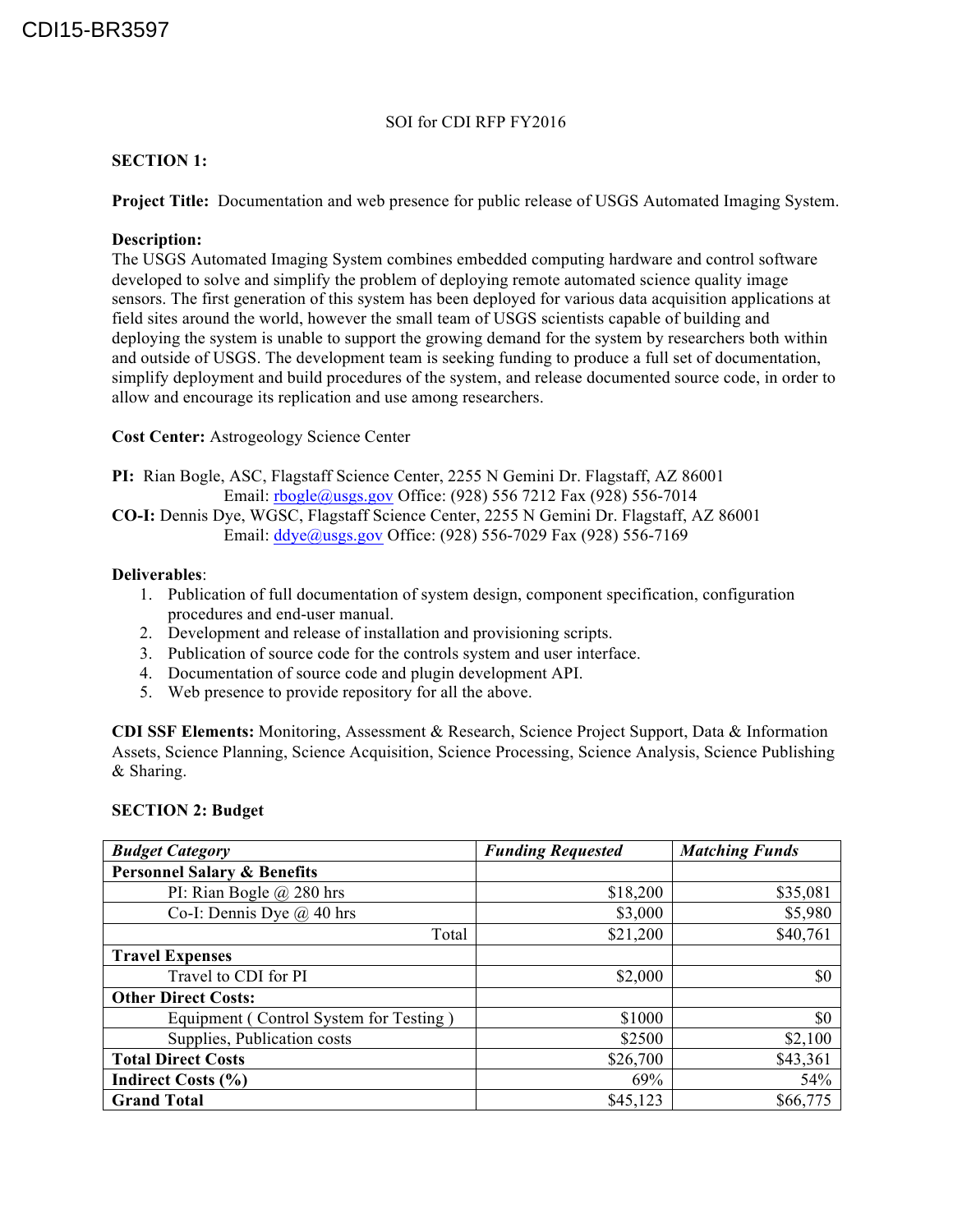CDI15-BR3597

SOI for CDI RFP FY2016

**SECTION 1:**

**Project Title:** Documentation and web presence for public release of USGS Automated Imaging System.

**Description:**
The USGS Automated Imaging System combines embedded computing hardware and control software developed to solve and simplify the problem of deploying remote automated science quality image sensors. The first generation of this system has been deployed for various data acquisition applications at field sites around the world, however the small team of USGS scientists capable of building and deploying the system is unable to support the growing demand for the system by researchers both within and outside of USGS. The development team is seeking funding to produce a full set of documentation, simplify deployment and build procedures of the system, and release documented source code, in order to allow and encourage its replication and use among researchers.

**Cost Center:** Astrogeology Science Center

**PI:** Rian Bogle, ASC, Flagstaff Science Center, 2255 N Gemini Dr. Flagstaff, AZ 86001
Email: rbogle@usgs.gov Office: (928) 556 7212 Fax (928) 556-7014
**CO-I:** Dennis Dye, WGSC, Flagstaff Science Center, 2255 N Gemini Dr. Flagstaff, AZ 86001
Email: ddye@usgs.gov Office: (928) 556-7029 Fax (928) 556-7169

**Deliverables**:
1. Publication of full documentation of system design, component specification, configuration procedures and end-user manual.
2. Development and release of installation and provisioning scripts.
3. Publication of source code for the controls system and user interface.
4. Documentation of source code and plugin development API.
5. Web presence to provide repository for all the above.

**CDI SSF Elements:** Monitoring, Assessment & Research, Science Project Support, Data & Information Assets, Science Planning, Science Acquisition, Science Processing, Science Analysis, Science Publishing & Sharing.

**SECTION 2: Budget**

| ***Budget Category*** | ***Funding Requested*** | ***Matching Funds*** |
|---|---|---|
| **Personnel Salary & Benefits** | | |
| PI: Rian Bogle @ 280 hrs | $18,200 | $35,081 |
| Co-I: Dennis Dye @ 40 hrs | $3,000 | $5,980 |
| Total | $21,200 | $40,761 |
| **Travel Expenses** | | |
| Travel to CDI for PI | $2,000 | $0 |
| **Other Direct Costs:** | | |
| Equipment ( Control System for Testing ) | $1000 | $0 |
| Supplies, Publication costs | $2500 | $2,100 |
| **Total Direct Costs** | $26,700 | $43,361 |
| **Indirect Costs (%)** | 69% | 54% |
| **Grand Total** | $45,123 | $66,775 |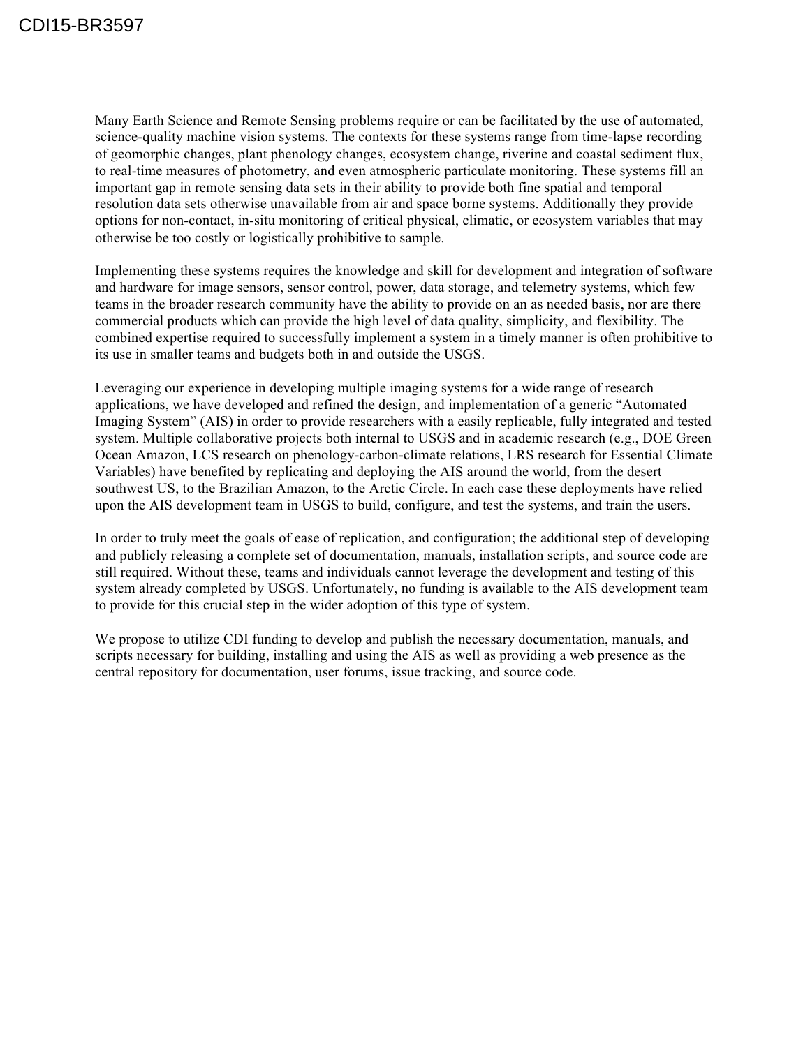Many Earth Science and Remote Sensing problems require or can be facilitated by the use of automated, science-quality machine vision systems. The contexts for these systems range from time-lapse recording of geomorphic changes, plant phenology changes, ecosystem change, riverine and coastal sediment flux, to real-time measures of photometry, and even atmospheric particulate monitoring. These systems fill an important gap in remote sensing data sets in their ability to provide both fine spatial and temporal resolution data sets otherwise unavailable from air and space borne systems. Additionally they provide options for non-contact, in-situ monitoring of critical physical, climatic, or ecosystem variables that may otherwise be too costly or logistically prohibitive to sample.

Implementing these systems requires the knowledge and skill for development and integration of software and hardware for image sensors, sensor control, power, data storage, and telemetry systems, which few teams in the broader research community have the ability to provide on an as needed basis, nor are there commercial products which can provide the high level of data quality, simplicity, and flexibility. The combined expertise required to successfully implement a system in a timely manner is often prohibitive to its use in smaller teams and budgets both in and outside the USGS.

Leveraging our experience in developing multiple imaging systems for a wide range of research applications, we have developed and refined the design, and implementation of a generic "Automated Imaging System" (AIS) in order to provide researchers with a easily replicable, fully integrated and tested system. Multiple collaborative projects both internal to USGS and in academic research (e.g., DOE Green Ocean Amazon, LCS research on phenology-carbon-climate relations, LRS research for Essential Climate Variables) have benefited by replicating and deploying the AIS around the world, from the desert southwest US, to the Brazilian Amazon, to the Arctic Circle. In each case these deployments have relied upon the AIS development team in USGS to build, configure, and test the systems, and train the users.

In order to truly meet the goals of ease of replication, and configuration; the additional step of developing and publicly releasing a complete set of documentation, manuals, installation scripts, and source code are still required. Without these, teams and individuals cannot leverage the development and testing of this system already completed by USGS. Unfortunately, no funding is available to the AIS development team to provide for this crucial step in the wider adoption of this type of system.

We propose to utilize CDI funding to develop and publish the necessary documentation, manuals, and scripts necessary for building, installing and using the AIS as well as providing a web presence as the central repository for documentation, user forums, issue tracking, and source code.